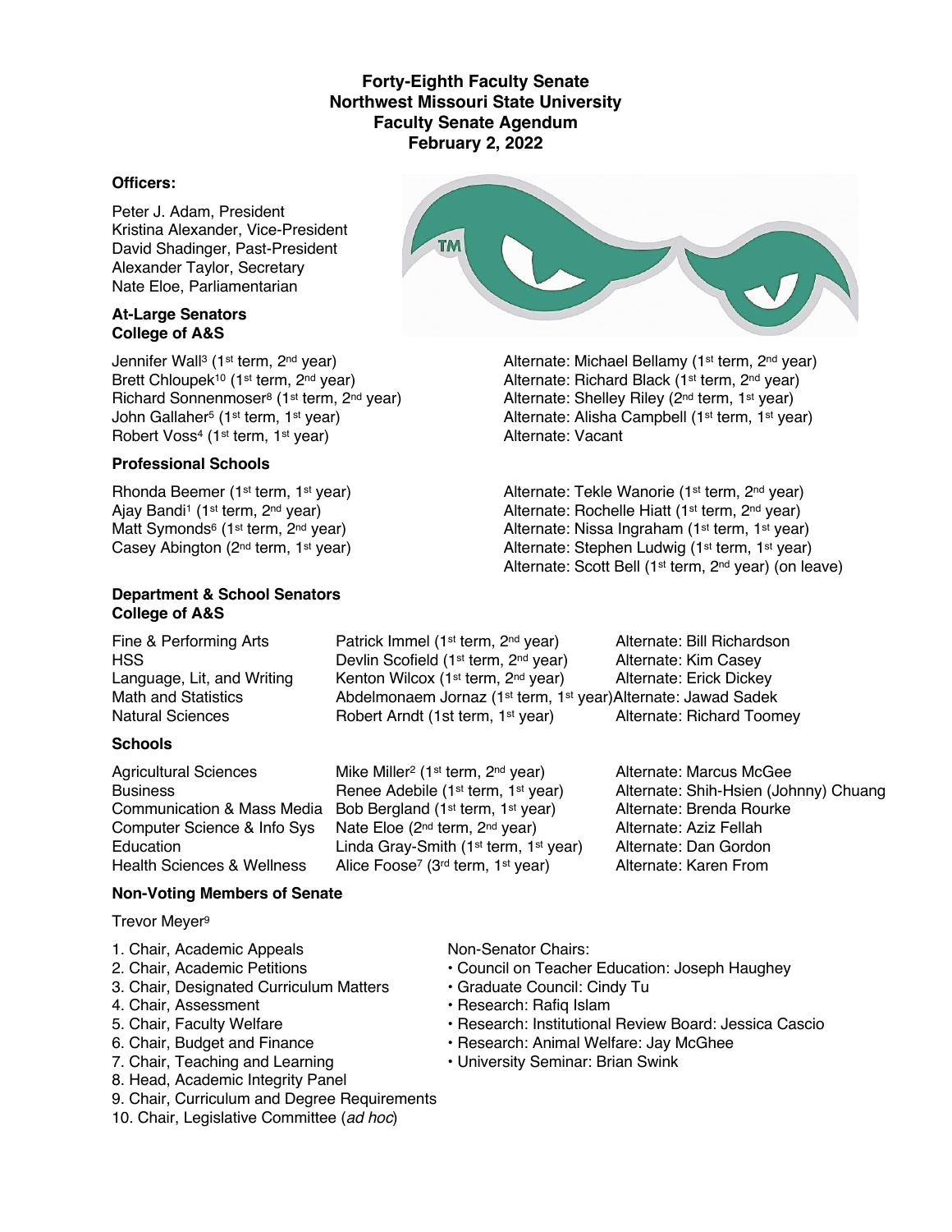# Forty-Eighth Faculty Senate
# Northwest Missouri State University
# Faculty Senate Agendum
# February 2, 2022

### Officers:

Peter J. Adam, President
Kristina Alexander, Vice-President
David Shadinger, Past-President
Alexander Taylor, Secretary
Nate Eloe, Parliamentarian

### At-Large Senators
### College of A&S

| Senator | Alternate |
|---|---|
| Jennifer Wall[3] (1st term, 2nd year) | Alternate: Michael Bellamy (1st term, 2nd year) |
| Brett Chloupek[10] (1st term, 2nd year) | Alternate: Richard Black (1st term, 2nd year) |
| Richard Sonnenmoser[8] (1st term, 2nd year) | Alternate: Shelley Riley (2nd term, 1st year) |
| John Gallaher[5] (1st term, 1st year) | Alternate: Alisha Campbell (1st term, 1st year) |
| Robert Voss[4] (1st term, 1st year) | Alternate: Vacant |

### Professional Schools

| Senator | Alternate |
|---|---|
| Rhonda Beemer (1st term, 1st year) | Alternate: Tekle Wanorie (1st term, 2nd year) |
| Ajay Bandi[1] (1st term, 2nd year) | Alternate: Rochelle Hiatt (1st term, 2nd year) |
| Matt Symonds[6] (1st term, 2nd year) | Alternate: Nissa Ingraham (1st term, 1st year) |
| Casey Abington (2nd term, 1st year) | Alternate: Stephen Ludwig (1st term, 1st year) |
| | Alternate: Scott Bell (1st term, 2nd year) (on leave) |

### Department & School Senators
### College of A&S

| Department | Senator | Alternate |
|---|---|---|
| Fine & Performing Arts | Patrick Immel (1st term, 2nd year) | Alternate: Bill Richardson |
| HSS | Devlin Scofield (1st term, 2nd year) | Alternate: Kim Casey |
| Language, Lit, and Writing | Kenton Wilcox (1st term, 2nd year) | Alternate: Erick Dickey |
| Math and Statistics | Abdelmonaem Jornaz (1st term, 1st year) | Alternate: Jawad Sadek |
| Natural Sciences | Robert Arndt (1st term, 1st year) | Alternate: Richard Toomey |

### Schools

| School | Senator | Alternate |
|---|---|---|
| Agricultural Sciences | Mike Miller[2] (1st term, 2nd year) | Alternate: Marcus McGee |
| Business | Renee Adebile (1st term, 1st year) | Alternate: Shih-Hsien (Johnny) Chuang |
| Communication & Mass Media | Bob Bergland (1st term, 1st year) | Alternate: Brenda Rourke |
| Computer Science & Info Sys | Nate Eloe (2nd term, 2nd year) | Alternate: Aziz Fellah |
| Education | Linda Gray-Smith (1st term, 1st year) | Alternate: Dan Gordon |
| Health Sciences & Wellness | Alice Foose[7] (3rd term, 1st year) | Alternate: Karen From |

### Non-Voting Members of Senate

Trevor Meyer[9]

1. Chair, Academic Appeals
2. Chair, Academic Petitions
3. Chair, Designated Curriculum Matters
4. Chair, Assessment
5. Chair, Faculty Welfare
6. Chair, Budget and Finance
7. Chair, Teaching and Learning
8. Head, Academic Integrity Panel
9. Chair, Curriculum and Degree Requirements
10. Chair, Legislative Committee (*ad hoc*)

Non-Senator Chairs:

- Council on Teacher Education: Joseph Haughey
- Graduate Council: Cindy Tu
- Research: Rafiq Islam
- Research: Institutional Review Board: Jessica Cascio
- Research: Animal Welfare: Jay McGhee
- University Seminar: Brian Swink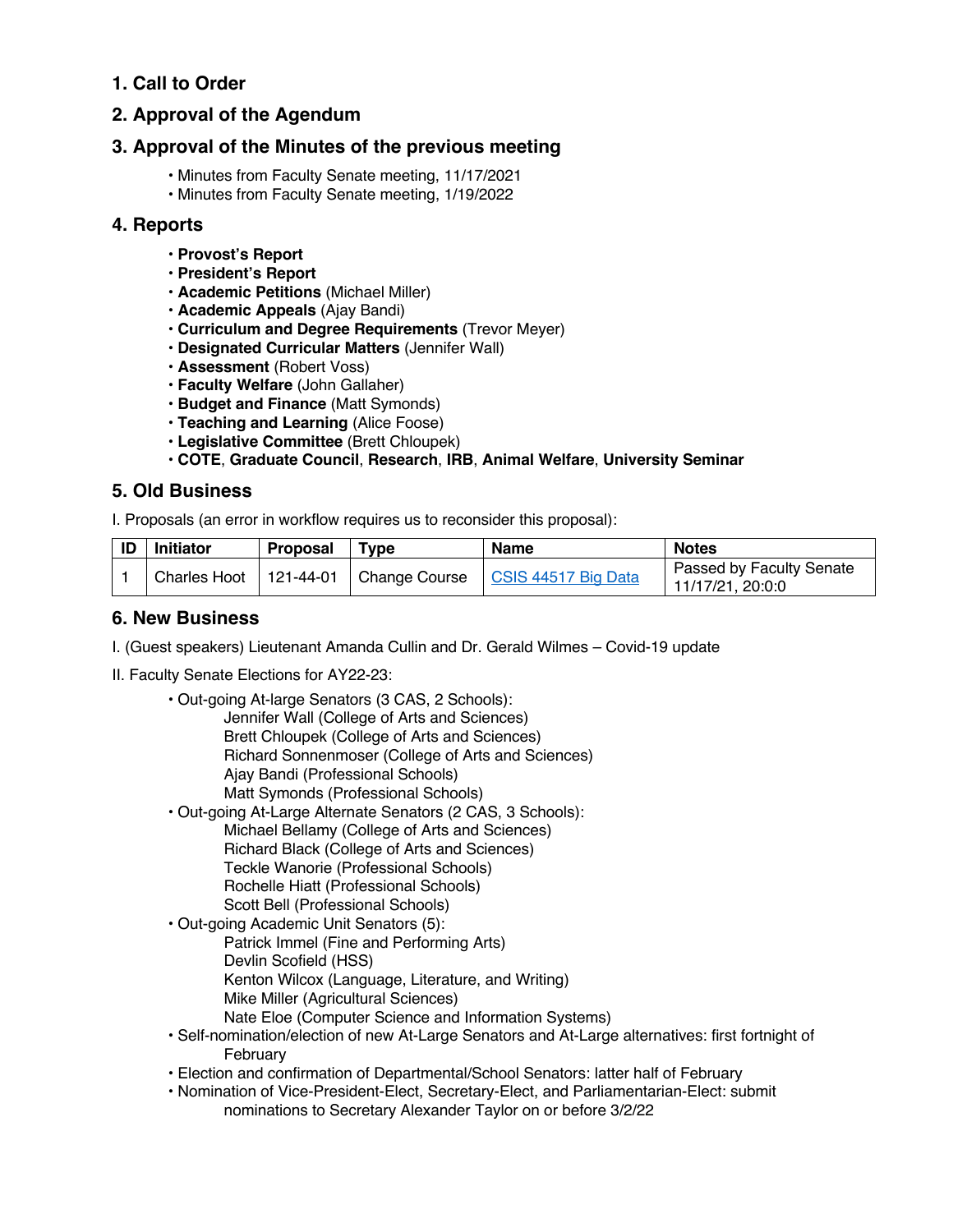## 1. Call to Order

## 2. Approval of the Agendum

## 3. Approval of the Minutes of the previous meeting

- Minutes from Faculty Senate meeting, 11/17/2021
- Minutes from Faculty Senate meeting, 1/19/2022

## 4. Reports

- **Provost's Report**
- **President's Report**
- **Academic Petitions** (Michael Miller)
- **Academic Appeals** (Ajay Bandi)
- **Curriculum and Degree Requirements** (Trevor Meyer)
- **Designated Curricular Matters** (Jennifer Wall)
- **Assessment** (Robert Voss)
- **Faculty Welfare** (John Gallaher)
- **Budget and Finance** (Matt Symonds)
- **Teaching and Learning** (Alice Foose)
- **Legislative Committee** (Brett Chloupek)
- **COTE**, **Graduate Council**, **Research**, **IRB**, **Animal Welfare**, **University Seminar**

## 5. Old Business

I. Proposals (an error in workflow requires us to reconsider this proposal):

| ID | Initiator | Proposal | Type | Name | Notes |
|---|---|---|---|---|---|
| 1 | Charles Hoot | 121-44-01 | Change Course | CSIS 44517 Big Data | Passed by Faculty Senate 11/17/21, 20:0:0 |

## 6. New Business

I. (Guest speakers) Lieutenant Amanda Cullin and Dr. Gerald Wilmes – Covid-19 update

II. Faculty Senate Elections for AY22-23:

- Out-going At-large Senators (3 CAS, 2 Schools):
  - Jennifer Wall (College of Arts and Sciences)
  - Brett Chloupek (College of Arts and Sciences)
  - Richard Sonnenmoser (College of Arts and Sciences)
  - Ajay Bandi (Professional Schools)
  - Matt Symonds (Professional Schools)
- Out-going At-Large Alternate Senators (2 CAS, 3 Schools):
  - Michael Bellamy (College of Arts and Sciences)
  - Richard Black (College of Arts and Sciences)
  - Teckle Wanorie (Professional Schools)
  - Rochelle Hiatt (Professional Schools)
  - Scott Bell (Professional Schools)
- Out-going Academic Unit Senators (5):
  - Patrick Immel (Fine and Performing Arts)
  - Devlin Scofield (HSS)
  - Kenton Wilcox (Language, Literature, and Writing)
  - Mike Miller (Agricultural Sciences)
  - Nate Eloe (Computer Science and Information Systems)
- Self-nomination/election of new At-Large Senators and At-Large alternatives: first fortnight of February
- Election and confirmation of Departmental/School Senators: latter half of February
- Nomination of Vice-President-Elect, Secretary-Elect, and Parliamentarian-Elect: submit nominations to Secretary Alexander Taylor on or before 3/2/22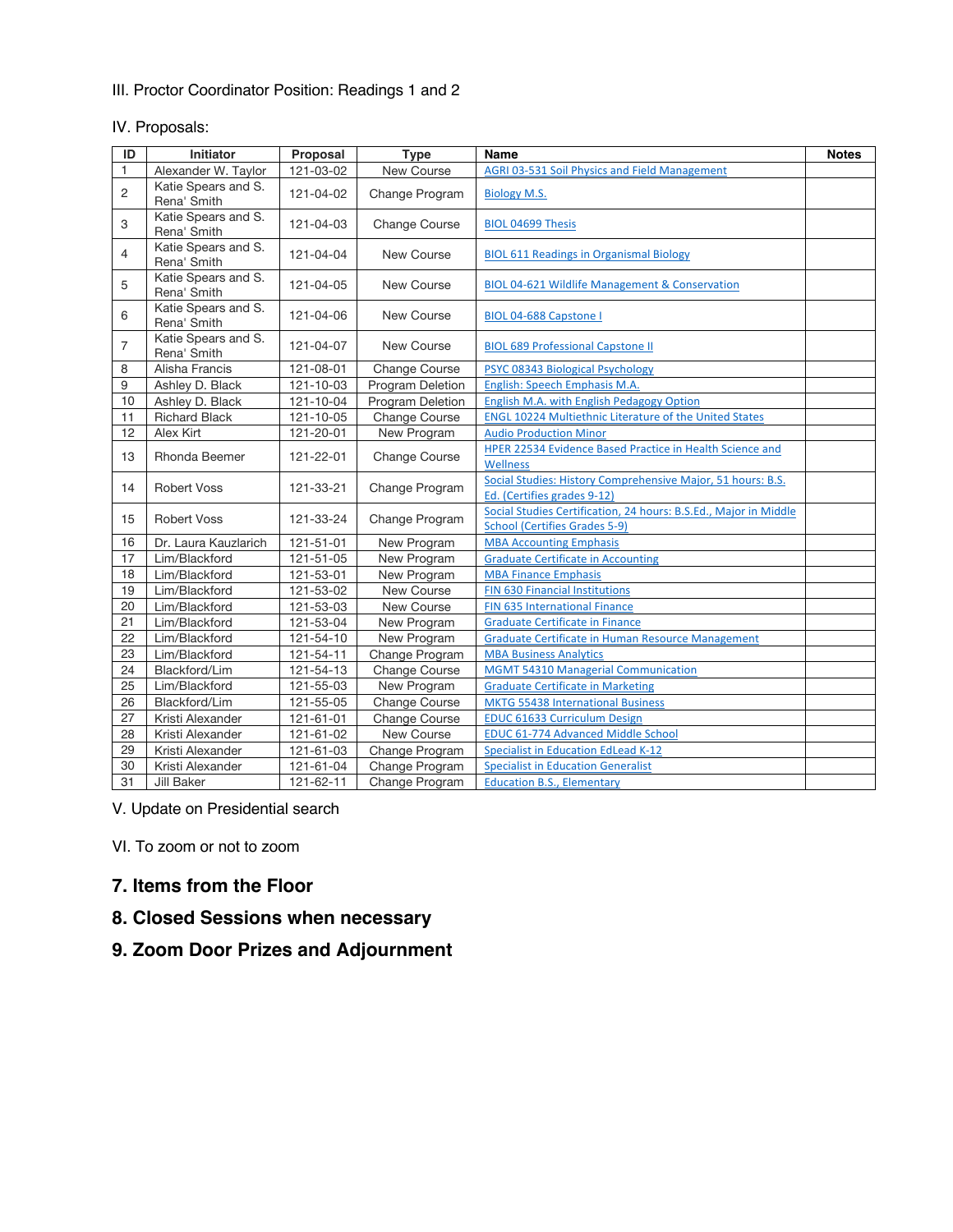III. Proctor Coordinator Position: Readings 1 and 2

IV. Proposals:

| ID | Initiator | Proposal | Type | Name | Notes |
|---|---|---|---|---|---|
| 1 | Alexander W. Taylor | 121-03-02 | New Course | AGRI 03-531 Soil Physics and Field Management | |
| 2 | Katie Spears and S. Rena' Smith | 121-04-02 | Change Program | Biology M.S. | |
| 3 | Katie Spears and S. Rena' Smith | 121-04-03 | Change Course | BIOL 04699 Thesis | |
| 4 | Katie Spears and S. Rena' Smith | 121-04-04 | New Course | BIOL 611 Readings in Organismal Biology | |
| 5 | Katie Spears and S. Rena' Smith | 121-04-05 | New Course | BIOL 04-621 Wildlife Management & Conservation | |
| 6 | Katie Spears and S. Rena' Smith | 121-04-06 | New Course | BIOL 04-688 Capstone I | |
| 7 | Katie Spears and S. Rena' Smith | 121-04-07 | New Course | BIOL 689 Professional Capstone II | |
| 8 | Alisha Francis | 121-08-01 | Change Course | PSYC 08343 Biological Psychology | |
| 9 | Ashley D. Black | 121-10-03 | Program Deletion | English: Speech Emphasis M.A. | |
| 10 | Ashley D. Black | 121-10-04 | Program Deletion | English M.A. with English Pedagogy Option | |
| 11 | Richard Black | 121-10-05 | Change Course | ENGL 10224 Multiethnic Literature of the United States | |
| 12 | Alex Kirt | 121-20-01 | New Program | Audio Production Minor | |
| 13 | Rhonda Beemer | 121-22-01 | Change Course | HPER 22534 Evidence Based Practice in Health Science and Wellness | |
| 14 | Robert Voss | 121-33-21 | Change Program | Social Studies: History Comprehensive Major, 51 hours: B.S. Ed. (Certifies grades 9-12) | |
| 15 | Robert Voss | 121-33-24 | Change Program | Social Studies Certification, 24 hours: B.S.Ed., Major in Middle School (Certifies Grades 5-9) | |
| 16 | Dr. Laura Kauzlarich | 121-51-01 | New Program | MBA Accounting Emphasis | |
| 17 | Lim/Blackford | 121-51-05 | New Program | Graduate Certificate in Accounting | |
| 18 | Lim/Blackford | 121-53-01 | New Program | MBA Finance Emphasis | |
| 19 | Lim/Blackford | 121-53-02 | New Course | FIN 630 Financial Institutions | |
| 20 | Lim/Blackford | 121-53-03 | New Course | FIN 635 International Finance | |
| 21 | Lim/Blackford | 121-53-04 | New Program | Graduate Certificate in Finance | |
| 22 | Lim/Blackford | 121-54-10 | New Program | Graduate Certificate in Human Resource Management | |
| 23 | Lim/Blackford | 121-54-11 | Change Program | MBA Business Analytics | |
| 24 | Blackford/Lim | 121-54-13 | Change Course | MGMT 54310 Managerial Communication | |
| 25 | Lim/Blackford | 121-55-03 | New Program | Graduate Certificate in Marketing | |
| 26 | Blackford/Lim | 121-55-05 | Change Course | MKTG 55438 International Business | |
| 27 | Kristi Alexander | 121-61-01 | Change Course | EDUC 61633 Curriculum Design | |
| 28 | Kristi Alexander | 121-61-02 | New Course | EDUC 61-774 Advanced Middle School | |
| 29 | Kristi Alexander | 121-61-03 | Change Program | Specialist in Education EdLead K-12 | |
| 30 | Kristi Alexander | 121-61-04 | Change Program | Specialist in Education Generalist | |
| 31 | Jill Baker | 121-62-11 | Change Program | Education B.S., Elementary | |

V. Update on Presidential search

VI. To zoom or not to zoom

## 7. Items from the Floor

## 8. Closed Sessions when necessary

## 9. Zoom Door Prizes and Adjournment